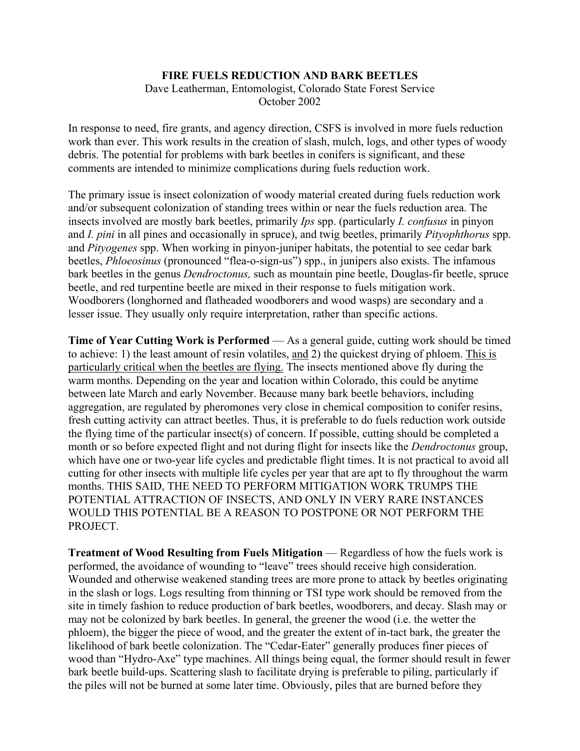**FIRE FUELS REDUCTION AND BARK BEETLES**

Dave Leatherman, Entomologist, Colorado State Forest Service
October 2002

In response to need, fire grants, and agency direction, CSFS is involved in more fuels reduction work than ever. This work results in the creation of slash, mulch, logs, and other types of woody debris. The potential for problems with bark beetles in conifers is significant, and these comments are intended to minimize complications during fuels reduction work.

The primary issue is insect colonization of woody material created during fuels reduction work and/or subsequent colonization of standing trees within or near the fuels reduction area. The insects involved are mostly bark beetles, primarily *Ips* spp. (particularly *I. confusus* in pinyon and *I. pini* in all pines and occasionally in spruce), and twig beetles, primarily *Pityophthorus* spp. and *Pityogenes* spp. When working in pinyon-juniper habitats, the potential to see cedar bark beetles, *Phloeosinus* (pronounced "flea-o-sign-us") spp., in junipers also exists. The infamous bark beetles in the genus *Dendroctonus,* such as mountain pine beetle, Douglas-fir beetle, spruce beetle, and red turpentine beetle are mixed in their response to fuels mitigation work. Woodborers (longhorned and flatheaded woodborers and wood wasps) are secondary and a lesser issue. They usually only require interpretation, rather than specific actions.

**Time of Year Cutting Work is Performed** — As a general guide, cutting work should be timed to achieve: 1) the least amount of resin volatiles, <u>and</u> 2) the quickest drying of phloem. <u>This is particularly critical when the beetles are flying.</u> The insects mentioned above fly during the warm months. Depending on the year and location within Colorado, this could be anytime between late March and early November. Because many bark beetle behaviors, including aggregation, are regulated by pheromones very close in chemical composition to conifer resins, fresh cutting activity can attract beetles. Thus, it is preferable to do fuels reduction work outside the flying time of the particular insect(s) of concern. If possible, cutting should be completed a month or so before expected flight and not during flight for insects like the *Dendroctonus* group, which have one or two-year life cycles and predictable flight times. It is not practical to avoid all cutting for other insects with multiple life cycles per year that are apt to fly throughout the warm months. THIS SAID, THE NEED TO PERFORM MITIGATION WORK TRUMPS THE POTENTIAL ATTRACTION OF INSECTS, AND ONLY IN VERY RARE INSTANCES WOULD THIS POTENTIAL BE A REASON TO POSTPONE OR NOT PERFORM THE PROJECT.

**Treatment of Wood Resulting from Fuels Mitigation** — Regardless of how the fuels work is performed, the avoidance of wounding to "leave" trees should receive high consideration. Wounded and otherwise weakened standing trees are more prone to attack by beetles originating in the slash or logs. Logs resulting from thinning or TSI type work should be removed from the site in timely fashion to reduce production of bark beetles, woodborers, and decay. Slash may or may not be colonized by bark beetles. In general, the greener the wood (i.e. the wetter the phloem), the bigger the piece of wood, and the greater the extent of in-tact bark, the greater the likelihood of bark beetle colonization. The "Cedar-Eater" generally produces finer pieces of wood than "Hydro-Axe" type machines. All things being equal, the former should result in fewer bark beetle build-ups. Scattering slash to facilitate drying is preferable to piling, particularly if the piles will not be burned at some later time. Obviously, piles that are burned before they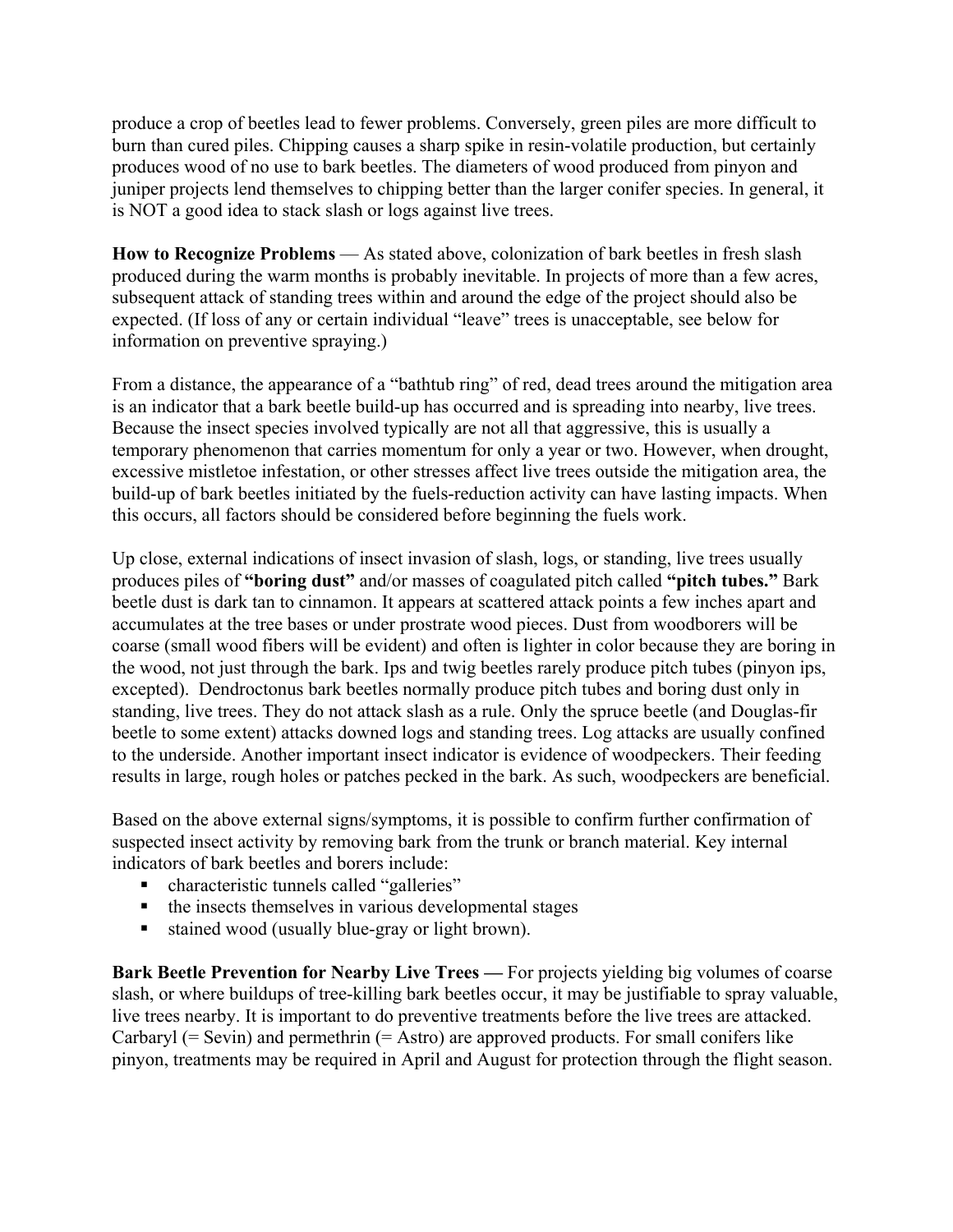produce a crop of beetles lead to fewer problems. Conversely, green piles are more difficult to burn than cured piles. Chipping causes a sharp spike in resin-volatile production, but certainly produces wood of no use to bark beetles. The diameters of wood produced from pinyon and juniper projects lend themselves to chipping better than the larger conifer species. In general, it is NOT a good idea to stack slash or logs against live trees.

**How to Recognize Problems** — As stated above, colonization of bark beetles in fresh slash produced during the warm months is probably inevitable. In projects of more than a few acres, subsequent attack of standing trees within and around the edge of the project should also be expected. (If loss of any or certain individual "leave" trees is unacceptable, see below for information on preventive spraying.)

From a distance, the appearance of a "bathtub ring" of red, dead trees around the mitigation area is an indicator that a bark beetle build-up has occurred and is spreading into nearby, live trees. Because the insect species involved typically are not all that aggressive, this is usually a temporary phenomenon that carries momentum for only a year or two. However, when drought, excessive mistletoe infestation, or other stresses affect live trees outside the mitigation area, the build-up of bark beetles initiated by the fuels-reduction activity can have lasting impacts. When this occurs, all factors should be considered before beginning the fuels work.

Up close, external indications of insect invasion of slash, logs, or standing, live trees usually produces piles of **"boring dust"** and/or masses of coagulated pitch called **"pitch tubes."** Bark beetle dust is dark tan to cinnamon. It appears at scattered attack points a few inches apart and accumulates at the tree bases or under prostrate wood pieces. Dust from woodborers will be coarse (small wood fibers will be evident) and often is lighter in color because they are boring in the wood, not just through the bark. Ips and twig beetles rarely produce pitch tubes (pinyon ips, excepted). Dendroctonus bark beetles normally produce pitch tubes and boring dust only in standing, live trees. They do not attack slash as a rule. Only the spruce beetle (and Douglas-fir beetle to some extent) attacks downed logs and standing trees. Log attacks are usually confined to the underside. Another important insect indicator is evidence of woodpeckers. Their feeding results in large, rough holes or patches pecked in the bark. As such, woodpeckers are beneficial.

Based on the above external signs/symptoms, it is possible to confirm further confirmation of suspected insect activity by removing bark from the trunk or branch material. Key internal indicators of bark beetles and borers include:

- characteristic tunnels called "galleries"
- the insects themselves in various developmental stages
- stained wood (usually blue-gray or light brown).

**Bark Beetle Prevention for Nearby Live Trees —** For projects yielding big volumes of coarse slash, or where buildups of tree-killing bark beetles occur, it may be justifiable to spray valuable, live trees nearby. It is important to do preventive treatments before the live trees are attacked. Carbaryl (= Sevin) and permethrin (= Astro) are approved products. For small conifers like pinyon, treatments may be required in April and August for protection through the flight season.